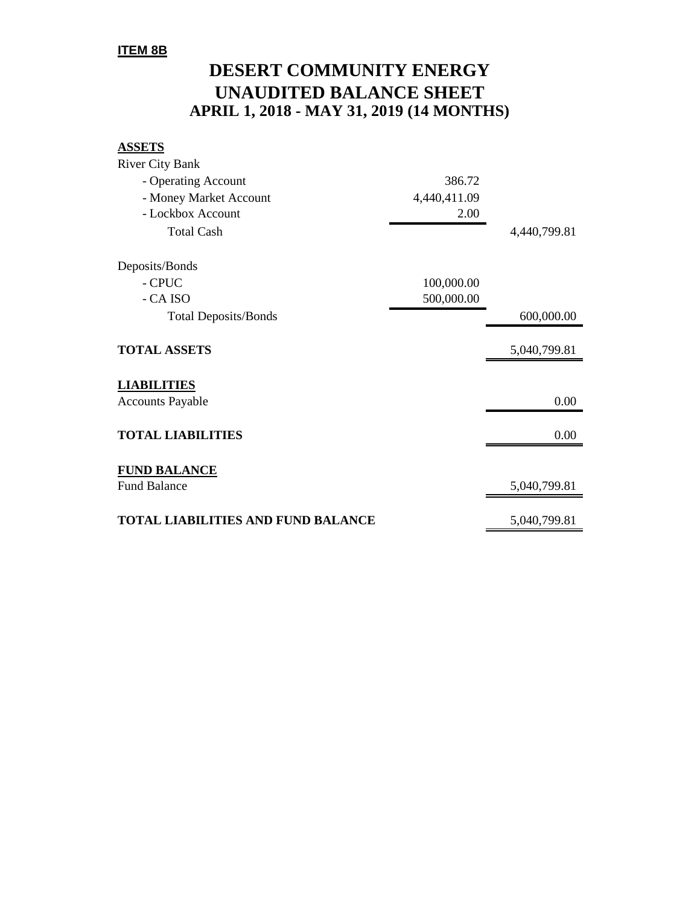**ITEM 8B**

# DESERT COMMUNITY ENERGY
# UNAUDITED BALANCE SHEET
## APRIL 1, 2018 - MAY 31, 2019 (14 MONTHS)

| | | |
|---|---|---|
| **ASSETS** | | |
| River City Bank | | |
| - Operating Account | 386.72 | |
| - Money Market Account | 4,440,411.09 | |
| - Lockbox Account | 2.00 | |
| Total Cash | | 4,440,799.81 |
| | | |
| Deposits/Bonds | | |
| - CPUC | 100,000.00 | |
| - CA ISO | 500,000.00 | |
| Total Deposits/Bonds | | 600,000.00 |
| | | |
| **TOTAL ASSETS** | | 5,040,799.81 |
| | | |
| **LIABILITIES** | | |
| Accounts Payable | | 0.00 |
| | | |
| **TOTAL LIABILITIES** | | 0.00 |
| | | |
| **FUND BALANCE** | | |
| Fund Balance | | 5,040,799.81 |
| | | |
| **TOTAL LIABILITIES AND FUND BALANCE** | | 5,040,799.81 |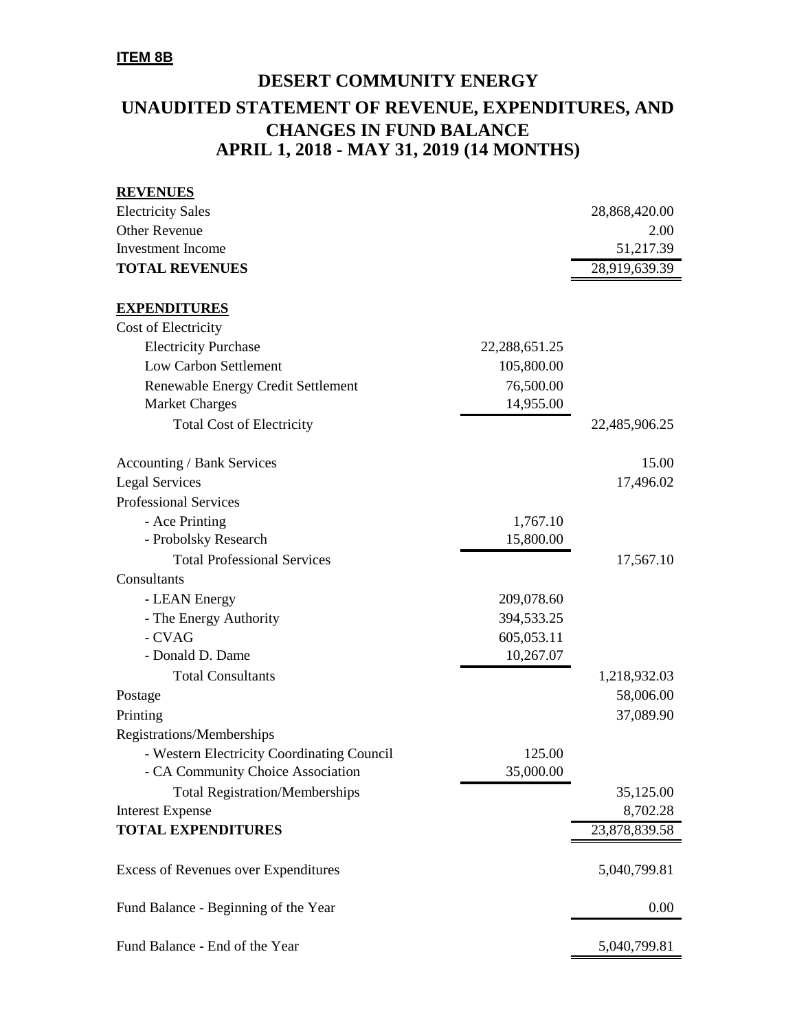**ITEM 8B**

# DESERT COMMUNITY ENERGY

## UNAUDITED STATEMENT OF REVENUE, EXPENDITURES, AND CHANGES IN FUND BALANCE
## APRIL 1, 2018 - MAY 31, 2019 (14 MONTHS)

| | | |
|---|---|---|
| **REVENUES** | | |
| Electricity Sales | | 28,868,420.00 |
| Other Revenue | | 2.00 |
| Investment Income | | 51,217.39 |
| **TOTAL REVENUES** | | 28,919,639.39 |
| | | |
| **EXPENDITURES** | | |
| Cost of Electricity | | |
| Electricity Purchase | 22,288,651.25 | |
| Low Carbon Settlement | 105,800.00 | |
| Renewable Energy Credit Settlement | 76,500.00 | |
| Market Charges | 14,955.00 | |
| Total Cost of Electricity | | 22,485,906.25 |
| | | |
| Accounting / Bank Services | | 15.00 |
| Legal Services | | 17,496.02 |
| Professional Services | | |
| - Ace Printing | 1,767.10 | |
| - Probolsky Research | 15,800.00 | |
| Total Professional Services | | 17,567.10 |
| Consultants | | |
| - LEAN Energy | 209,078.60 | |
| - The Energy Authority | 394,533.25 | |
| - CVAG | 605,053.11 | |
| - Donald D. Dame | 10,267.07 | |
| Total Consultants | | 1,218,932.03 |
| Postage | | 58,006.00 |
| Printing | | 37,089.90 |
| Registrations/Memberships | | |
| - Western Electricity Coordinating Council | 125.00 | |
| - CA Community Choice Association | 35,000.00 | |
| Total Registration/Memberships | | 35,125.00 |
| Interest Expense | | 8,702.28 |
| **TOTAL EXPENDITURES** | | 23,878,839.58 |
| | | |
| Excess of Revenues over Expenditures | | 5,040,799.81 |
| | | |
| Fund Balance - Beginning of the Year | | 0.00 |
| | | |
| Fund Balance - End of the Year | | 5,040,799.81 |